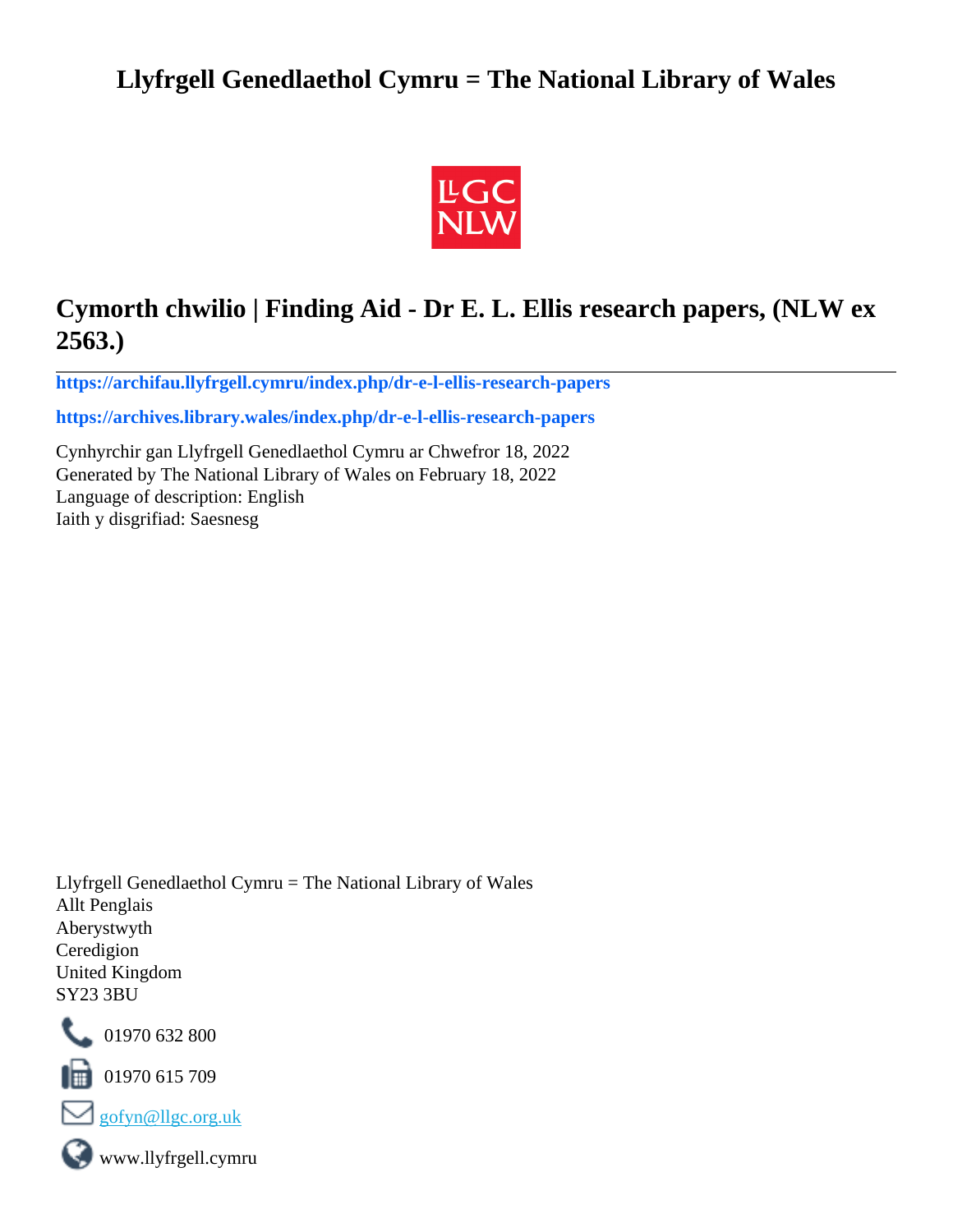# Llyfrgell Genedlaethol Cymru = The National Library of Wales

## Cymorth chwilio | Finding Aid - Dr E. L. Ellis research papers, (NLW ex 2563.)

**https://archifau.llyfrgell.cymru/index.php/dr-e-l-ellis-research-papers**

**https://archives.library.wales/index.php/dr-e-l-ellis-research-papers**

Cynhyrchir gan Llyfrgell Genedlaethol Cymru ar Chwefror 18, 2022
Generated by The National Library of Wales on February 18, 2022
Language of description: English
Iaith y disgrifiad: Saesnesg

Llyfrgell Genedlaethol Cymru = The National Library of Wales
Allt Penglais
Aberystwyth
Ceredigion
United Kingdom
SY23 3BU

01970 632 800

01970 615 709

gofyn@llgc.org.uk

www.llyfrgell.cymru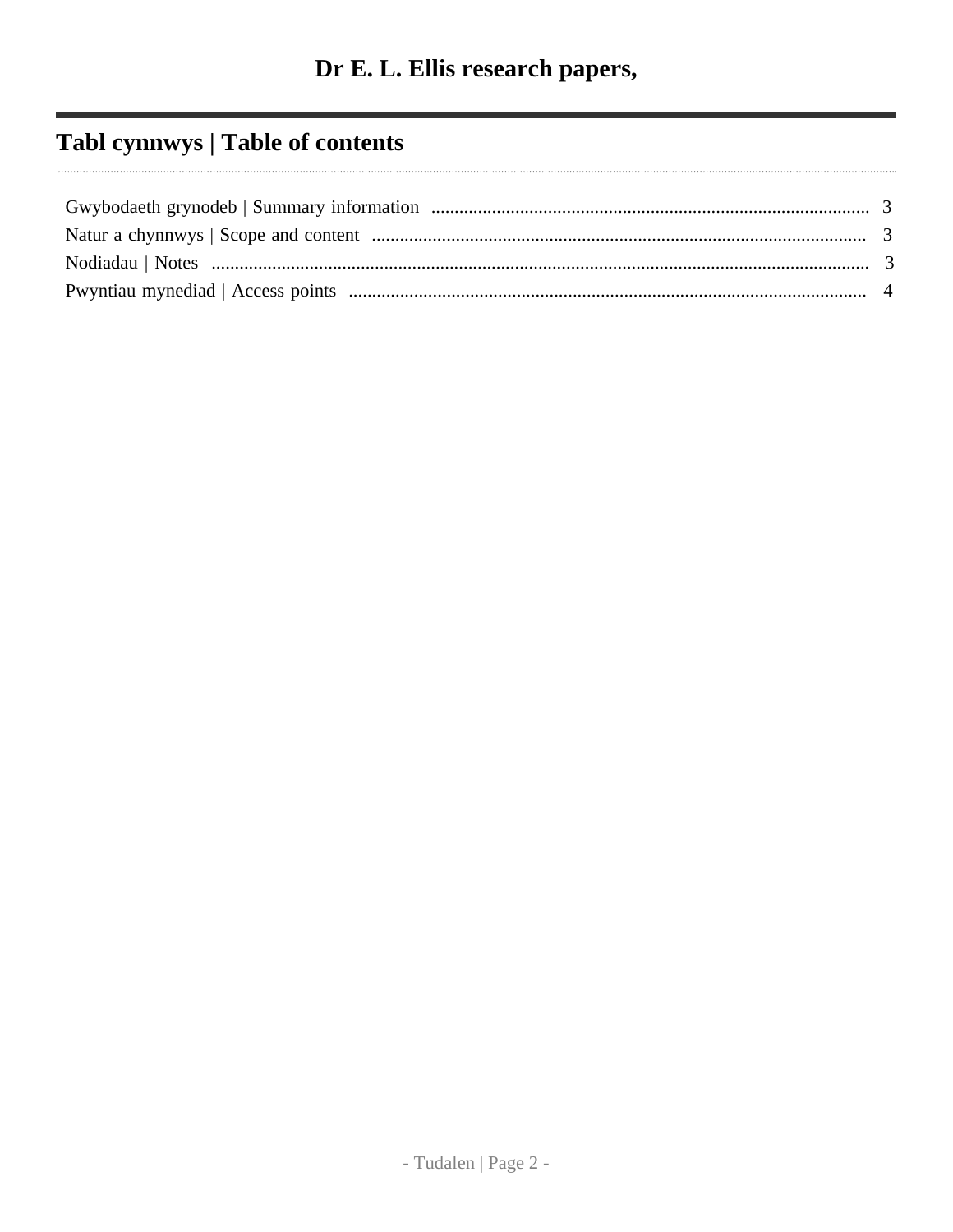# Dr E. L. Ellis research papers,

## Tabl cynnwys | Table of contents

- Gwybodaeth grynodeb | Summary information ..... 3
- Natur a chynnwys | Scope and content ..... 3
- Nodiadau | Notes ..... 3
- Pwyntiau mynediad | Access points ..... 4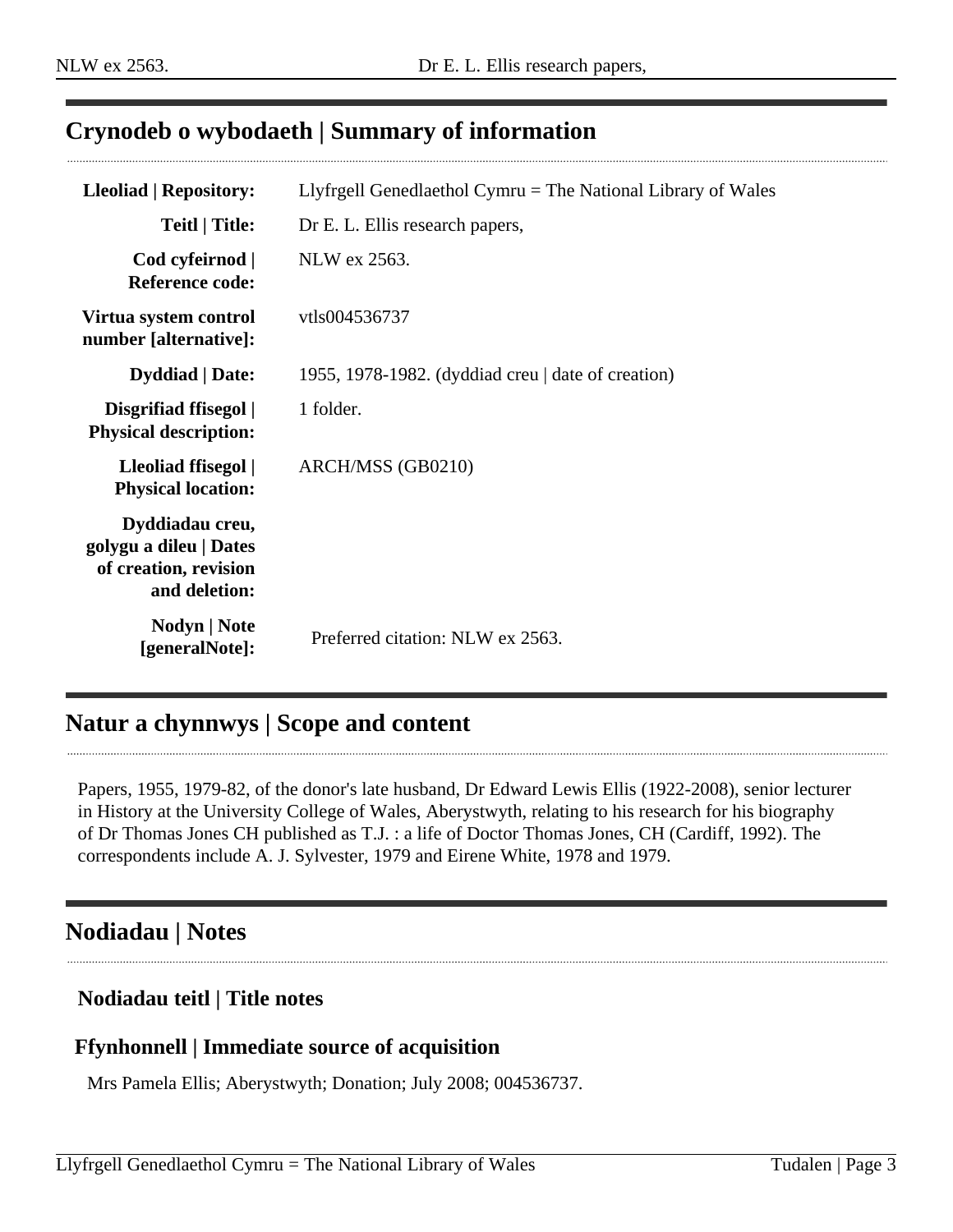## Crynodeb o wybodaeth | Summary of information

| | |
|---|---|
| **Lleoliad \| Repository:** | Llyfrgell Genedlaethol Cymru = The National Library of Wales |
| **Teitl \| Title:** | Dr E. L. Ellis research papers, |
| **Cod cyfeirnod \| Reference code:** | NLW ex 2563. |
| **Virtua system control number [alternative]:** | vtls004536737 |
| **Dyddiad \| Date:** | 1955, 1978-1982. (dyddiad creu \| date of creation) |
| **Disgrifiad ffisegol \| Physical description:** | 1 folder. |
| **Lleoliad ffisegol \| Physical location:** | ARCH/MSS (GB0210) |
| **Dyddiadau creu, golygu a dileu \| Dates of creation, revision and deletion:** | |
| **Nodyn \| Note [generalNote]:** | Preferred citation: NLW ex 2563. |

## Natur a chynnwys | Scope and content

Papers, 1955, 1979-82, of the donor's late husband, Dr Edward Lewis Ellis (1922-2008), senior lecturer in History at the University College of Wales, Aberystwyth, relating to his research for his biography of Dr Thomas Jones CH published as T.J. : a life of Doctor Thomas Jones, CH (Cardiff, 1992). The correspondents include A. J. Sylvester, 1979 and Eirene White, 1978 and 1979.

## Nodiadau | Notes

### Nodiadau teitl | Title notes

### Ffynhonnell | Immediate source of acquisition

Mrs Pamela Ellis; Aberystwyth; Donation; July 2008; 004536737.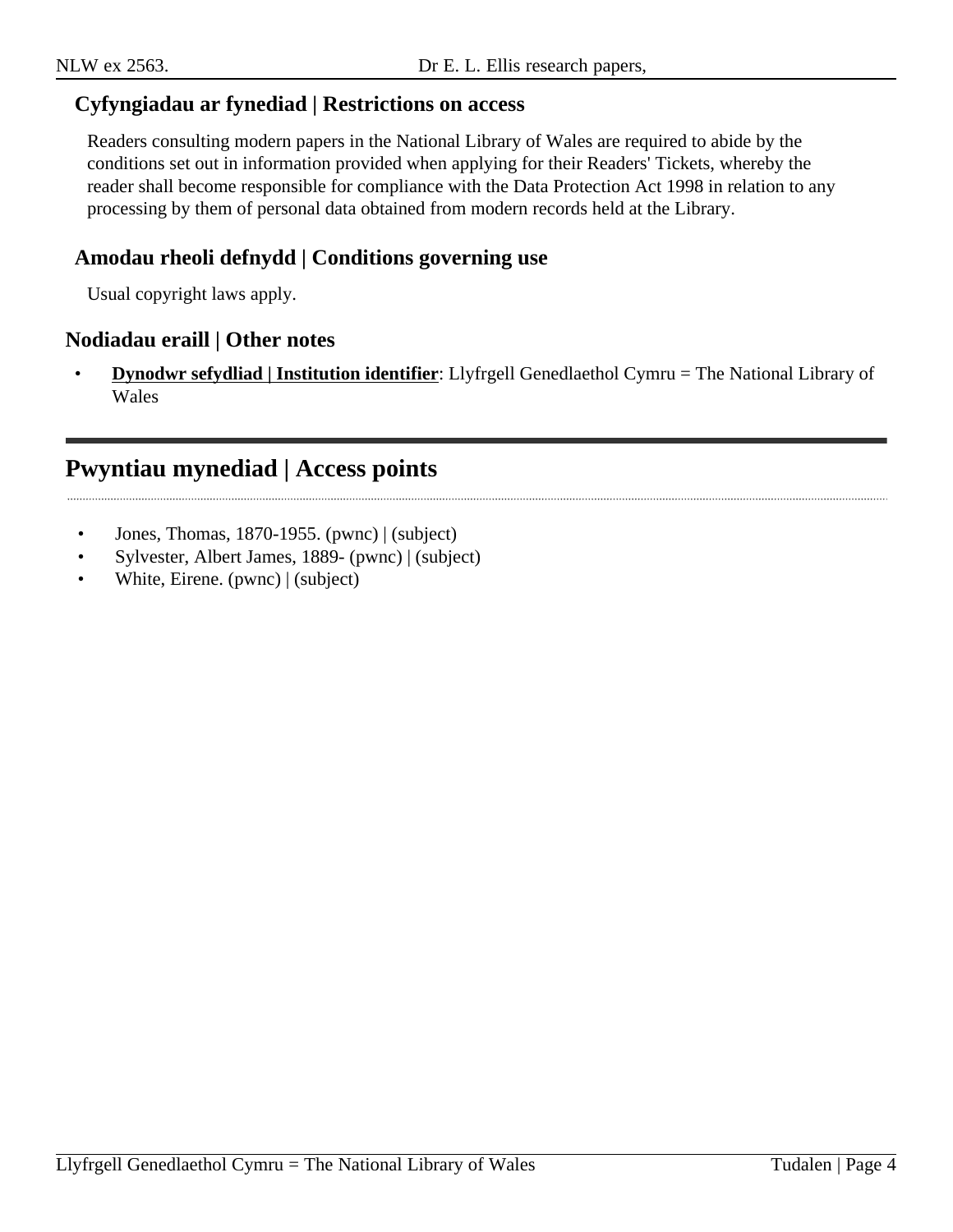### Cyfyngiadau ar fynediad | Restrictions on access

Readers consulting modern papers in the National Library of Wales are required to abide by the conditions set out in information provided when applying for their Readers' Tickets, whereby the reader shall become responsible for compliance with the Data Protection Act 1998 in relation to any processing by them of personal data obtained from modern records held at the Library.

### Amodau rheoli defnydd | Conditions governing use

Usual copyright laws apply.

### Nodiadau eraill | Other notes

- **Dynodwr sefydliad | Institution identifier**: Llyfrgell Genedlaethol Cymru = The National Library of Wales

## Pwyntiau mynediad | Access points

- Jones, Thomas, 1870-1955. (pwnc) | (subject)
- Sylvester, Albert James, 1889- (pwnc) | (subject)
- White, Eirene. (pwnc) | (subject)